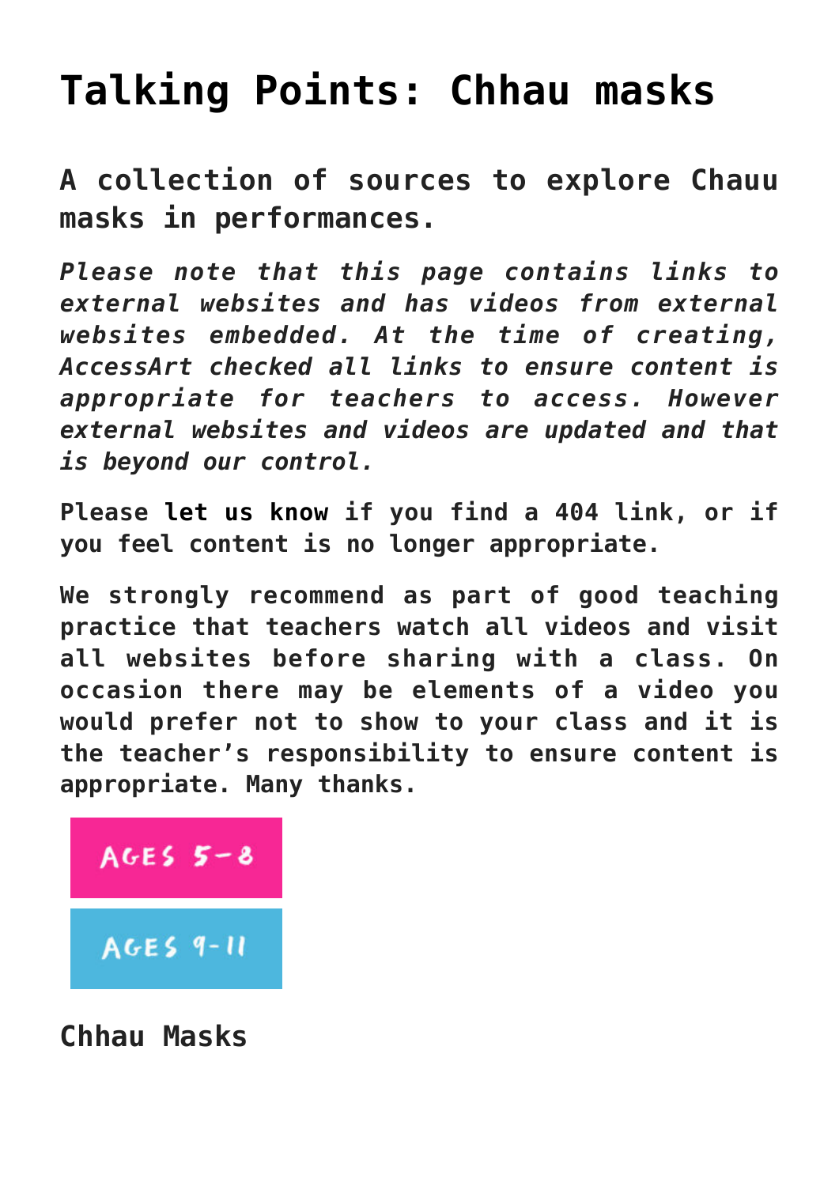# Talking Points: Chhau masks

## A collection of sources to explore Chauu masks in performances.

*Please note that this page contains links to external websites and has videos from external websites embedded. At the time of creating, AccessArt checked all links to ensure content is appropriate for teachers to access. However external websites and videos are updated and that is beyond our control.*

**Please let us know if you find a 404 link, or if you feel content is no longer appropriate.**

**We strongly recommend as part of good teaching practice that teachers watch all videos and visit all websites before sharing with a class. On occasion there may be elements of a video you would prefer not to show to your class and it is the teacher's responsibility to ensure content is appropriate. Many thanks.**

AGES 5-8

AGES 9-11

### Chhau Masks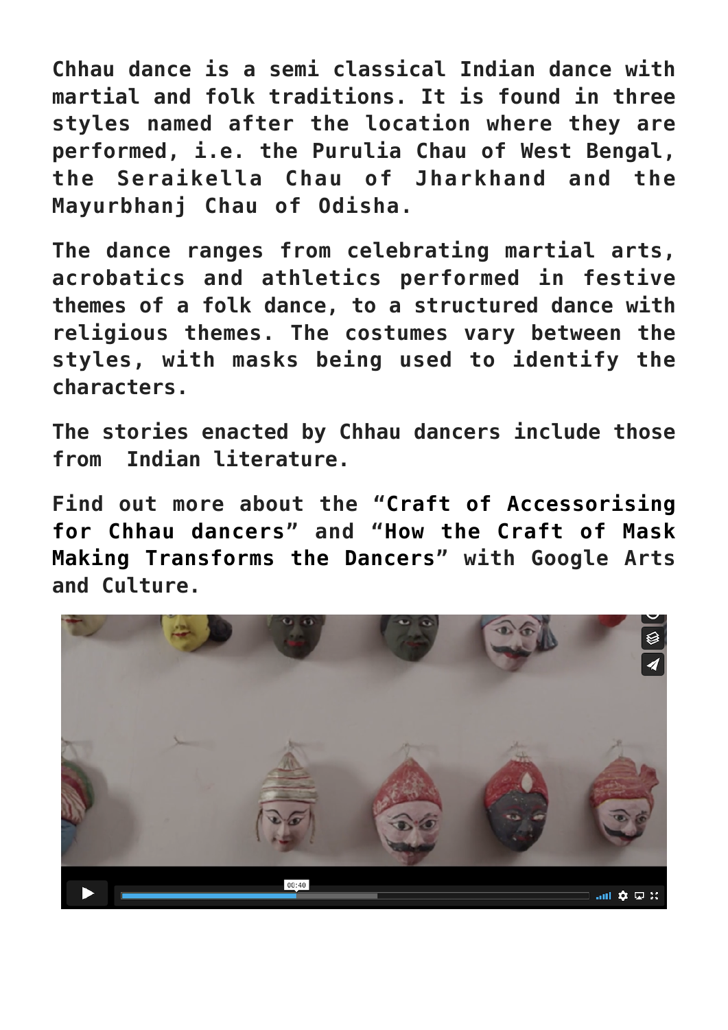**Chhau dance is a semi classical Indian dance with martial and folk traditions. It is found in three styles named after the location where they are performed, i.e. the Purulia Chau of West Bengal, the Seraikella Chau of Jharkhand and the Mayurbhanj Chau of Odisha.**

**The dance ranges from celebrating martial arts, acrobatics and athletics performed in festive themes of a folk dance, to a structured dance with religious themes. The costumes vary between the styles, with masks being used to identify the characters.**

**The stories enacted by Chhau dancers include those from Indian literature.**

**Find out more about the "Craft of Accessorising for Chhau dancers" and "How the Craft of Mask Making Transforms the Dancers" with Google Arts and Culture.**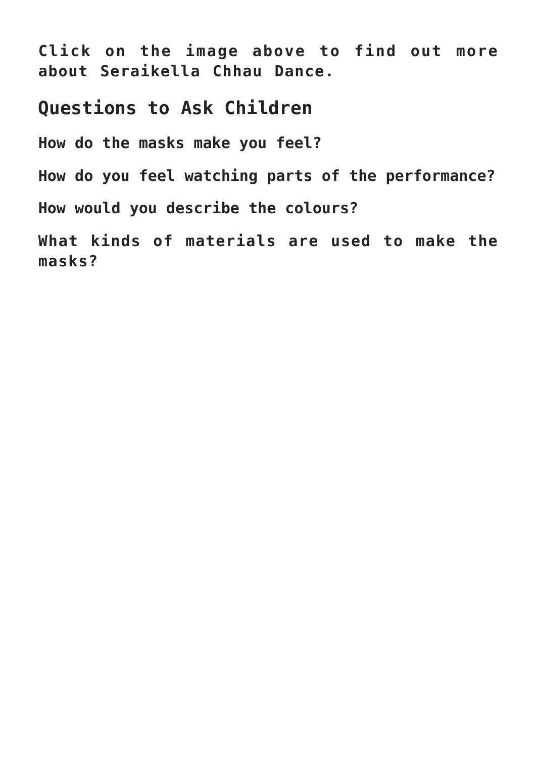**Click on the image above to find out more about Seraikella Chhau Dance.**

## Questions to Ask Children

**How do the masks make you feel?**

**How do you feel watching parts of the performance?**

**How would you describe the colours?**

**What kinds of materials are used to make the masks?**